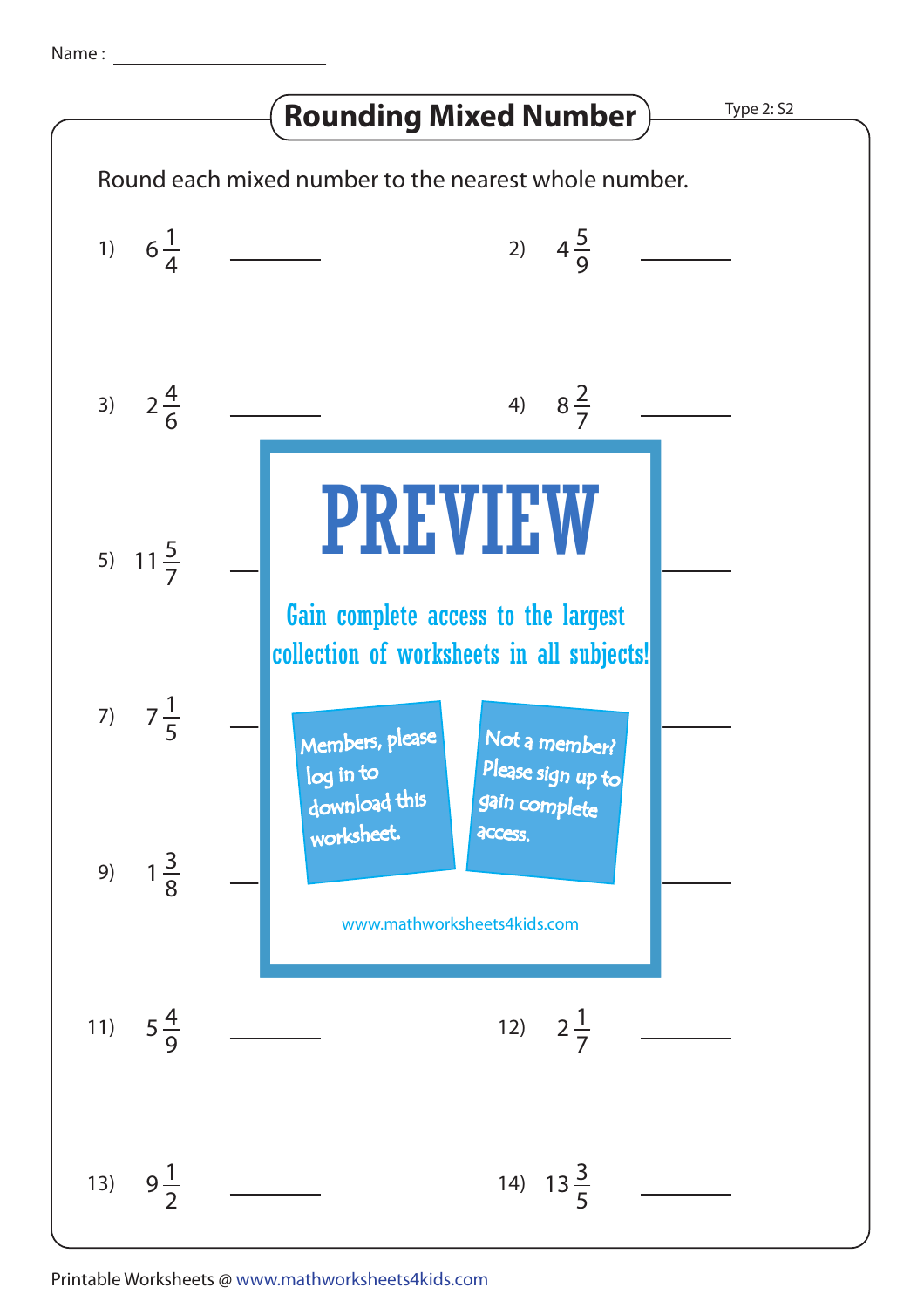Name : ______________________

# Rounding Mixed Number

Type 2: S2

Round each mixed number to the nearest whole number.

1) $6\frac{1}{4}$ ________

2) $4\frac{5}{9}$ ________

3) $2\frac{4}{6}$ ________

4) $8\frac{2}{7}$ ________

5) $11\frac{5}{7}$ ________

**PREVIEW**

Gain complete access to the largest collection of worksheets in all subjects!

Members, please log in to download this worksheet.

Not a member? Please sign up to gain complete access.

www.mathworksheets4kids.com

7) $7\frac{1}{5}$ ________

9) $1\frac{3}{8}$ ________

11) $5\frac{4}{9}$ ________

12) $2\frac{1}{7}$ ________

13) $9\frac{1}{2}$ ________

14) $13\frac{3}{5}$ ________

Printable Worksheets @ www.mathworksheets4kids.com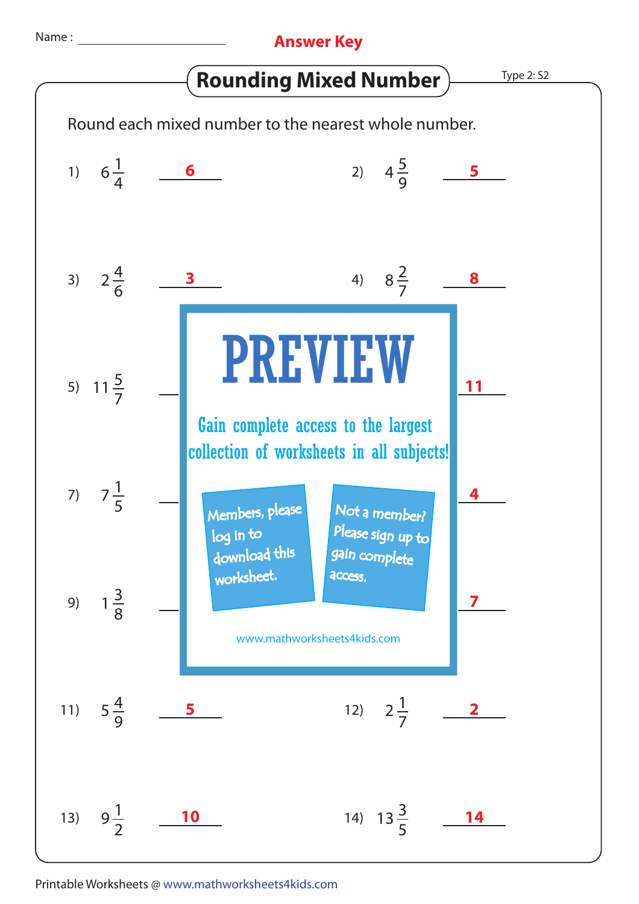Name : ____________

**Answer Key**

# Rounding Mixed Number

Type 2: S2

Round each mixed number to the nearest whole number.

1) $6\frac{1}{4}$ **6**

2) $4\frac{5}{9}$ **5**

3) $2\frac{4}{6}$ **3**

4) $8\frac{2}{7}$ **8**

5) $11\frac{5}{7}$

6) **11**

7) $7\frac{1}{5}$

8) **4**

9) $1\frac{3}{8}$

10) **7**

11) $5\frac{4}{9}$ **5**

12) $2\frac{1}{7}$ **2**

13) $9\frac{1}{2}$ **10**

14) $13\frac{3}{5}$ **14**

PREVIEW

Gain complete access to the largest collection of worksheets in all subjects!

Members, please log in to download this worksheet.

Not a member? Please sign up to gain complete access.

www.mathworksheets4kids.com

Printable Worksheets @ www.mathworksheets4kids.com